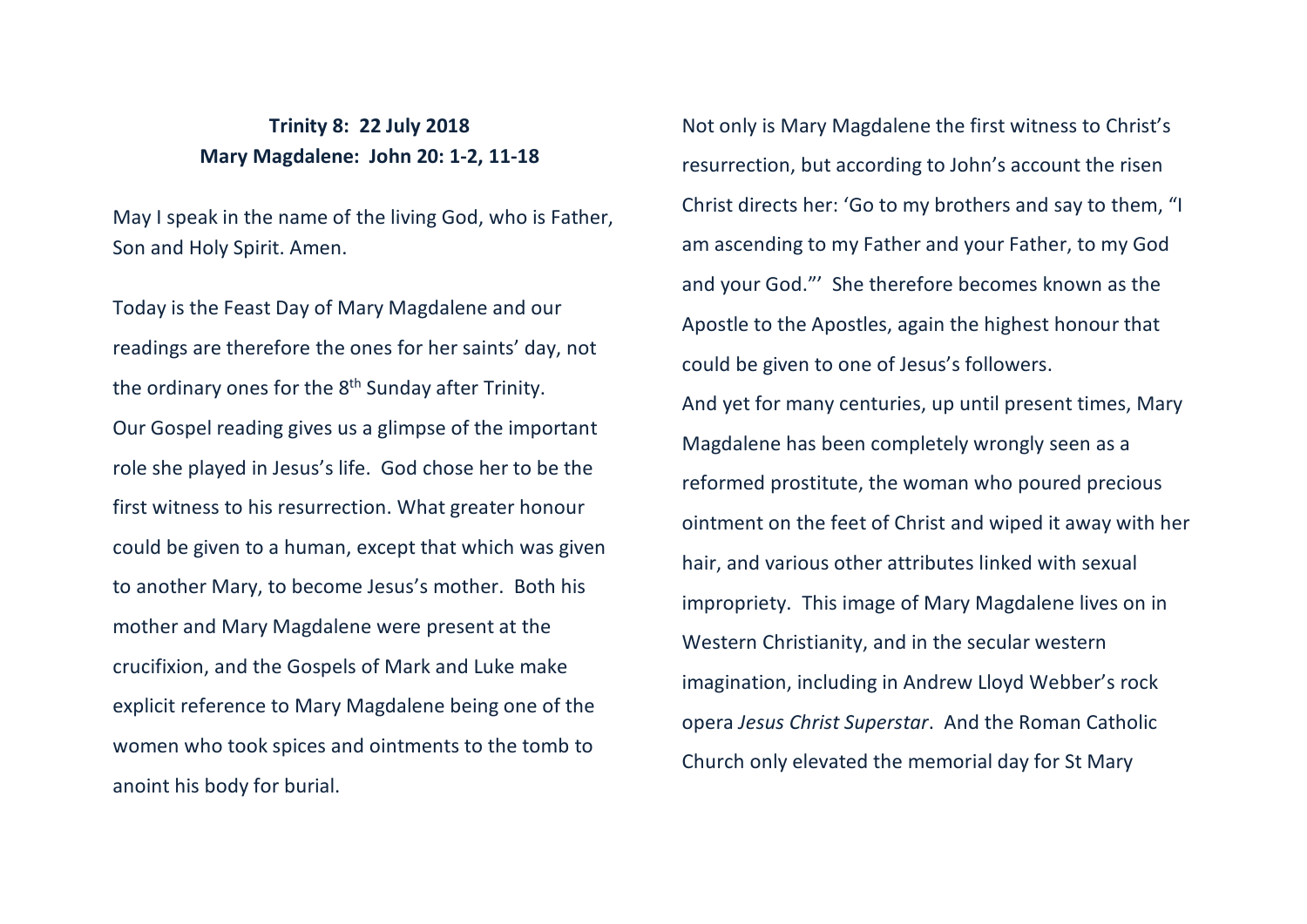**Trinity 8: 22 July 2018**
**Mary Magdalene: John 20: 1-2, 11-18**

May I speak in the name of the living God, who is Father, Son and Holy Spirit. Amen.

Today is the Feast Day of Mary Magdalene and our readings are therefore the ones for her saints' day, not the ordinary ones for the 8th Sunday after Trinity.
Our Gospel reading gives us a glimpse of the important role she played in Jesus's life. God chose her to be the first witness to his resurrection. What greater honour could be given to a human, except that which was given to another Mary, to become Jesus's mother. Both his mother and Mary Magdalene were present at the crucifixion, and the Gospels of Mark and Luke make explicit reference to Mary Magdalene being one of the women who took spices and ointments to the tomb to anoint his body for burial.

Not only is Mary Magdalene the first witness to Christ's resurrection, but according to John's account the risen Christ directs her: 'Go to my brothers and say to them, "I am ascending to my Father and your Father, to my God and your God."' She therefore becomes known as the Apostle to the Apostles, again the highest honour that could be given to one of Jesus's followers.
And yet for many centuries, up until present times, Mary Magdalene has been completely wrongly seen as a reformed prostitute, the woman who poured precious ointment on the feet of Christ and wiped it away with her hair, and various other attributes linked with sexual impropriety. This image of Mary Magdalene lives on in Western Christianity, and in the secular western imagination, including in Andrew Lloyd Webber's rock opera *Jesus Christ Superstar*. And the Roman Catholic Church only elevated the memorial day for St Mary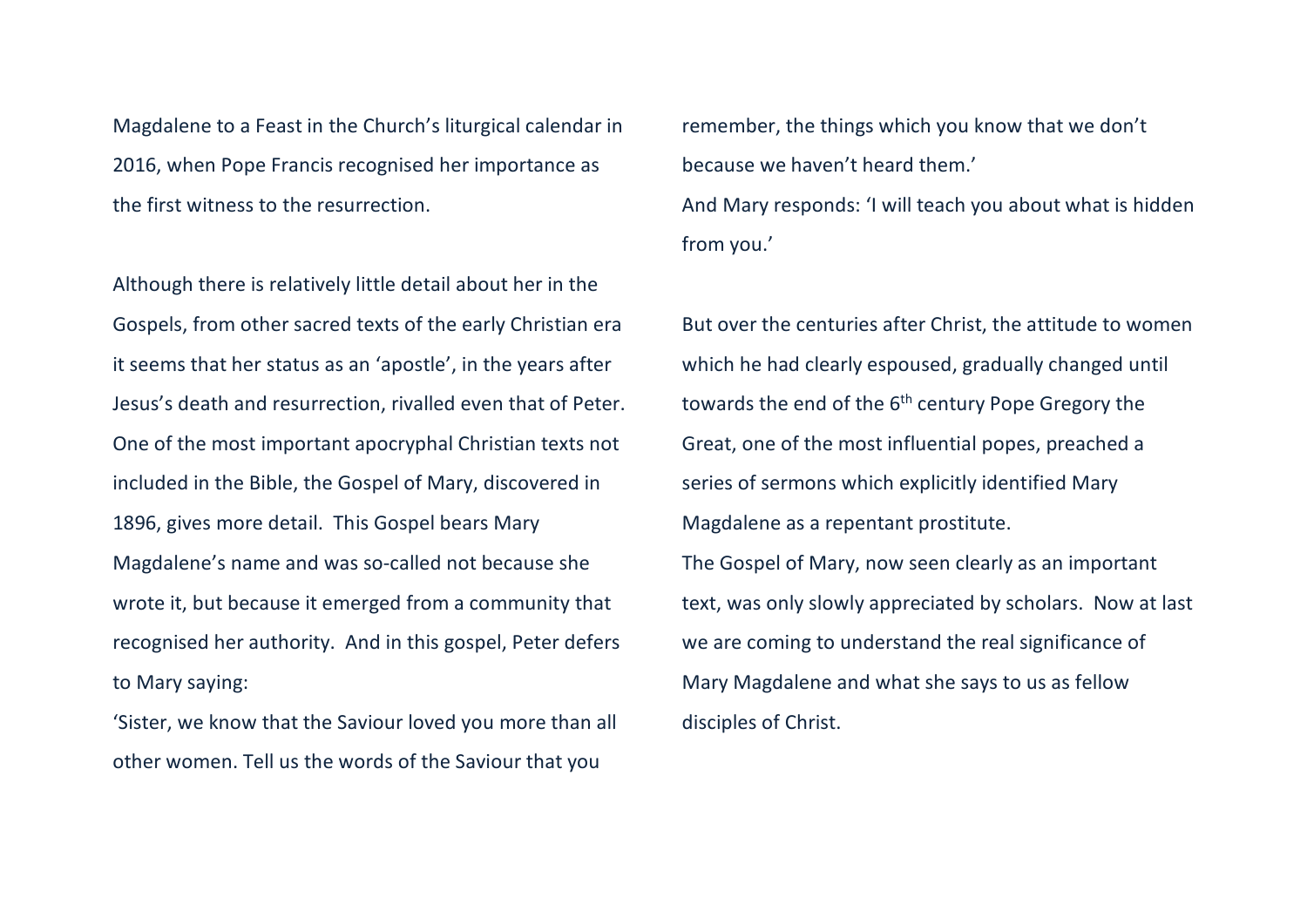Magdalene to a Feast in the Church's liturgical calendar in 2016, when Pope Francis recognised her importance as the first witness to the resurrection.

Although there is relatively little detail about her in the Gospels, from other sacred texts of the early Christian era it seems that her status as an 'apostle', in the years after Jesus's death and resurrection, rivalled even that of Peter. One of the most important apocryphal Christian texts not included in the Bible, the Gospel of Mary, discovered in 1896, gives more detail. This Gospel bears Mary Magdalene's name and was so-called not because she wrote it, but because it emerged from a community that recognised her authority. And in this gospel, Peter defers to Mary saying:

'Sister, we know that the Saviour loved you more than all other women. Tell us the words of the Saviour that you remember, the things which you know that we don't because we haven't heard them.'

And Mary responds: 'I will teach you about what is hidden from you.'

But over the centuries after Christ, the attitude to women which he had clearly espoused, gradually changed until towards the end of the 6th century Pope Gregory the Great, one of the most influential popes, preached a series of sermons which explicitly identified Mary Magdalene as a repentant prostitute.

The Gospel of Mary, now seen clearly as an important text, was only slowly appreciated by scholars. Now at last we are coming to understand the real significance of Mary Magdalene and what she says to us as fellow disciples of Christ.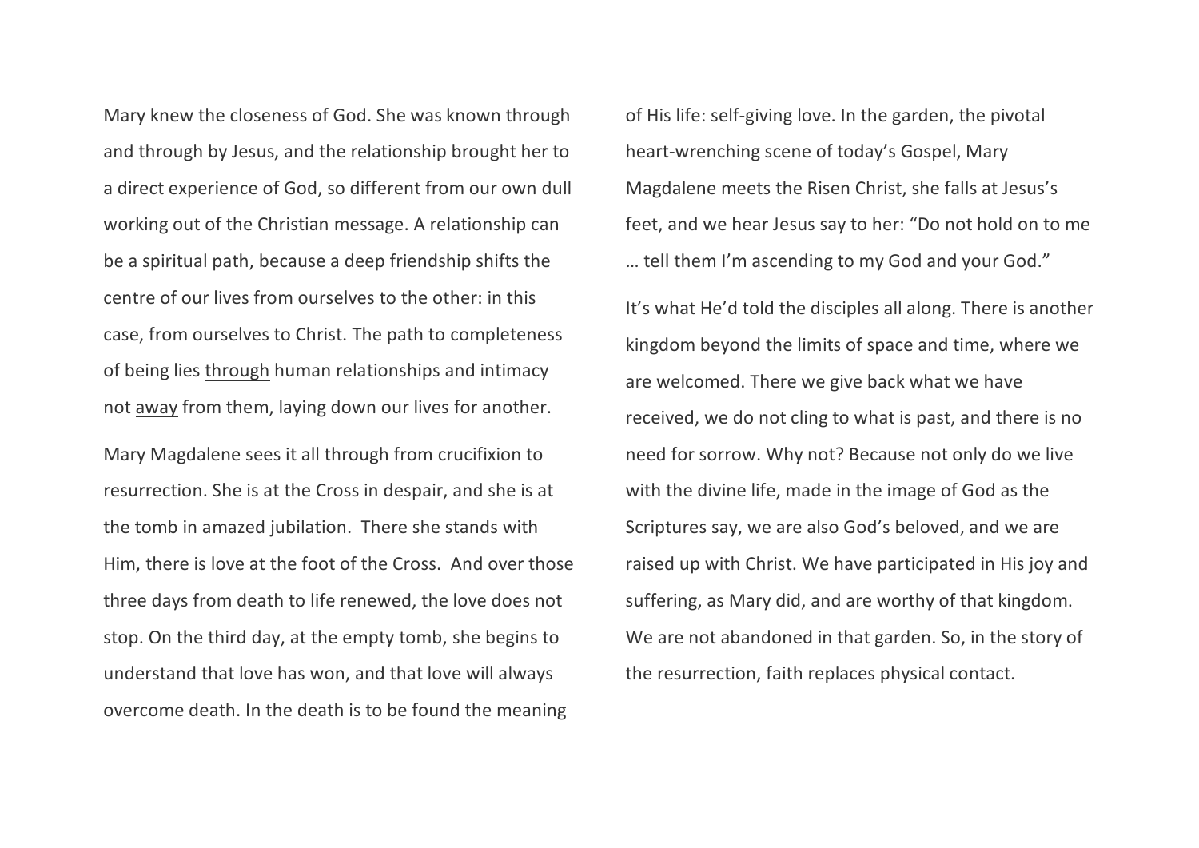Mary knew the closeness of God. She was known through and through by Jesus, and the relationship brought her to a direct experience of God, so different from our own dull working out of the Christian message. A relationship can be a spiritual path, because a deep friendship shifts the centre of our lives from ourselves to the other: in this case, from ourselves to Christ. The path to completeness of being lies <u>through</u> human relationships and intimacy not <u>away</u> from them, laying down our lives for another.

Mary Magdalene sees it all through from crucifixion to resurrection. She is at the Cross in despair, and she is at the tomb in amazed jubilation.  There she stands with Him, there is love at the foot of the Cross.  And over those three days from death to life renewed, the love does not stop. On the third day, at the empty tomb, she begins to understand that love has won, and that love will always overcome death. In the death is to be found the meaning of His life: self-giving love. In the garden, the pivotal heart-wrenching scene of today's Gospel, Mary Magdalene meets the Risen Christ, she falls at Jesus's feet, and we hear Jesus say to her: "Do not hold on to me … tell them I'm ascending to my God and your God."

It's what He'd told the disciples all along. There is another kingdom beyond the limits of space and time, where we are welcomed. There we give back what we have received, we do not cling to what is past, and there is no need for sorrow. Why not? Because not only do we live with the divine life, made in the image of God as the Scriptures say, we are also God's beloved, and we are raised up with Christ. We have participated in His joy and suffering, as Mary did, and are worthy of that kingdom. We are not abandoned in that garden. So, in the story of the resurrection, faith replaces physical contact.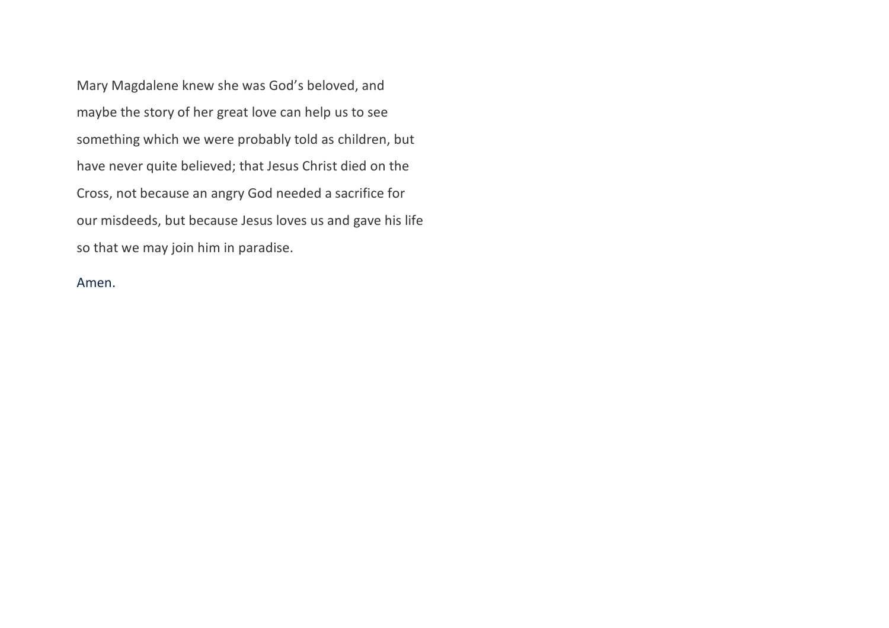Mary Magdalene knew she was God's beloved, and maybe the story of her great love can help us to see something which we were probably told as children, but have never quite believed; that Jesus Christ died on the Cross, not because an angry God needed a sacrifice for our misdeeds, but because Jesus loves us and gave his life so that we may join him in paradise.

Amen.